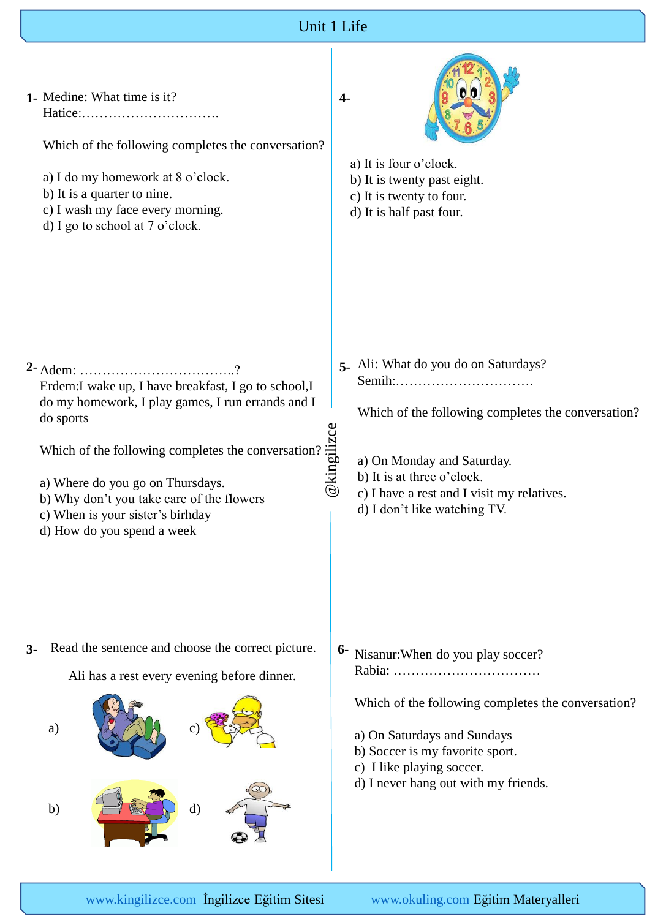# Unit 1 Life

**1-** Medine: What time is it?
Hatice:………………………….

Which of the following completes the conversation?

a) I do my homework at 8 o'clock.
b) It is a quarter to nine.
c) I wash my face every morning.
d) I go to school at 7 o'clock.

**2-** Adem: ……………………………..?
Erdem:I wake up, I have breakfast, I go to school,I do my homework, I play games, I run errands and I do sports

Which of the following completes the conversation?

a) Where do you go on Thursdays.
b) Why don't you take care of the flowers
c) When is your sister's birhday
d) How do you spend a week

**3-** Read the sentence and choose the correct picture.

Ali has a rest every evening before dinner.

a)

c)

b)

d)

**4-**

a) It is four o'clock.
b) It is twenty past eight.
c) It is twenty to four.
d) It is half past four.

**5-** Ali: What do you do on Saturdays?
Semih:………………………….

Which of the following completes the conversation?

a) On Monday and Saturday.
b) It is at three o'clock.
c) I have a rest and I visit my relatives.
d) I don't like watching TV.

**6-** Nisanur:When do you play soccer?
Rabia: ……………………………

Which of the following completes the conversation?

a) On Saturdays and Sundays
b) Soccer is my favorite sport.
c) I like playing soccer.
d) I never hang out with my friends.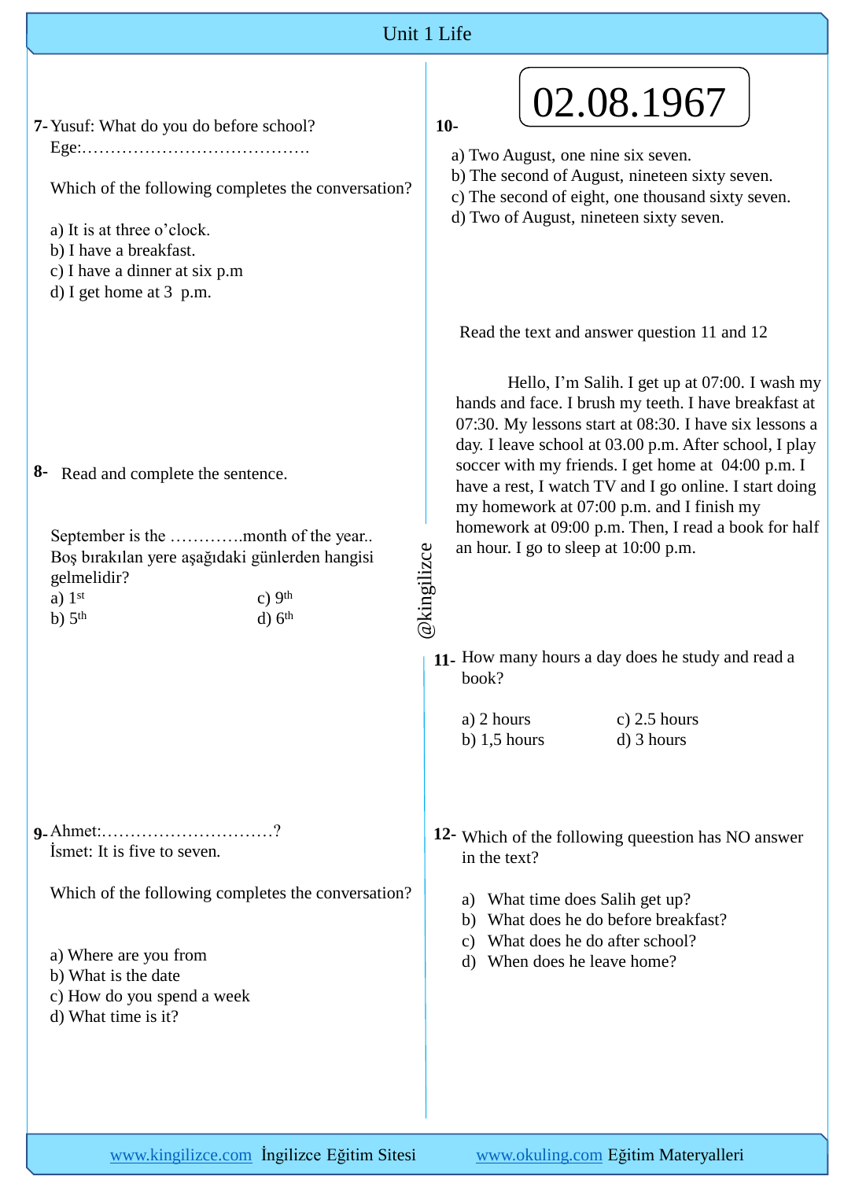# Unit 1 Life

**7-** Yusuf: What do you do before school?
Ege:………………………………….

Which of the following completes the conversation?

a) It is at three o'clock.
b) I have a breakfast.
c) I have a dinner at six p.m
d) I get home at 3 p.m.

**8-** Read and complete the sentence.

September is the ………….month of the year..
Boş bırakılan yere aşağıdaki günlerden hangisi gelmelidir?

a) 1st
b) 5th
c) 9th
d) 6th

**9-** Ahmet:…………………………?
İsmet: It is five to seven.

Which of the following completes the conversation?

a) Where are you from
b) What is the date
c) How do you spend a week
d) What time is it?

**10-** 02.08.1967

a) Two August, one nine six seven.
b) The second of August, nineteen sixty seven.
c) The second of eight, one thousand sixty seven.
d) Two of August, nineteen sixty seven.

Read the text and answer question 11 and 12

Hello, I'm Salih. I get up at 07:00. I wash my hands and face. I brush my teeth. I have breakfast at 07:30. My lessons start at 08:30. I have six lessons a day. I leave school at 03.00 p.m. After school, I play soccer with my friends. I get home at 04:00 p.m. I have a rest, I watch TV and I go online. I start doing my homework at 07:00 p.m. and I finish my homework at 09:00 p.m. Then, I read a book for half an hour. I go to sleep at 10:00 p.m.

**11-** How many hours a day does he study and read a book?

a) 2 hours
b) 1,5 hours
c) 2.5 hours
d) 3 hours

**12-** Which of the following queestion has NO answer in the text?

a) What time does Salih get up?
b) What does he do before breakfast?
c) What does he do after school?
d) When does he leave home?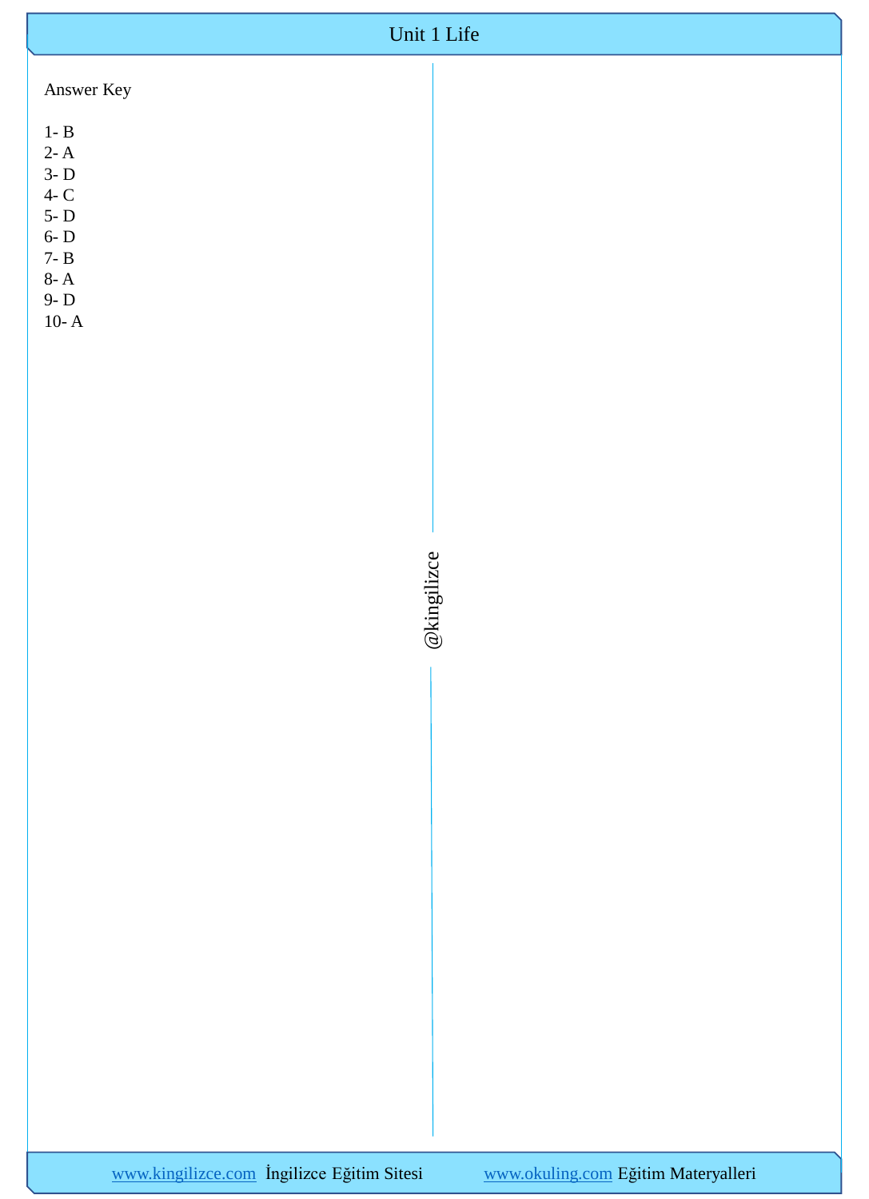Answer Key

1- B
2- A
3- D
4- C
5- D
6- D
7- B
8- A
9- D
10- A